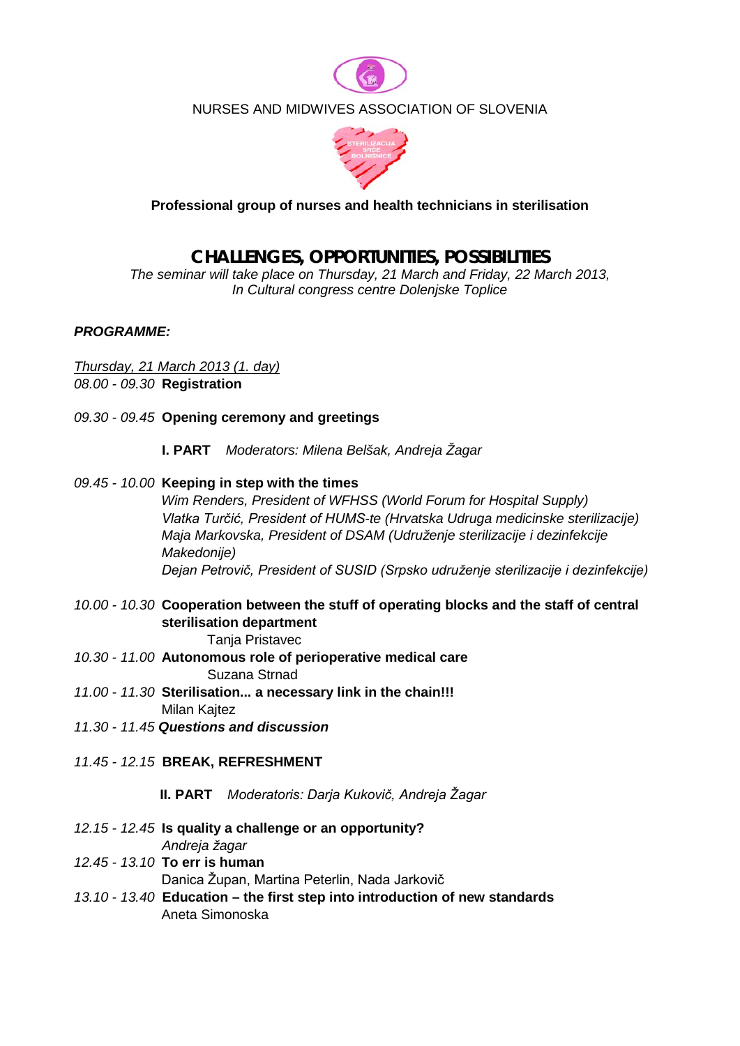NURSES AND MIDWIVES ASSOCIATION OF SLOVENIA

**Professional group of nurses and health technicians in sterilisation**

# CHALLENGES, OPPORTUNITIES, POSSIBILITIES

*The seminar will take place on Thursday, 21 March and Friday, 22 March 2013, In Cultural congress centre Dolenjske Toplice*

***PROGRAMME:***

*Thursday, 21 March 2013 (1. day)*

*08.00 - 09.30* **Registration**

*09.30 - 09.45* **Opening ceremony and greetings**

**I. PART** *Moderators: Milena Belšak, Andreja Žagar*

*09.45 - 10.00* **Keeping in step with the times**
*Wim Renders, President of WFHSS (World Forum for Hospital Supply)*
*Vlatka Turčić, President of HUMS-te (Hrvatska Udruga medicinske sterilizacije)*
*Maja Markovska, President of DSAM (Udruženje sterilizacije i dezinfekcije Makedonije)*
*Dejan Petrovič, President of SUSID (Srpsko udruženje sterilizacije i dezinfekcije)*

*10.00 - 10.30* **Cooperation between the stuff of operating blocks and the staff of central sterilisation department**
Tanja Pristavec

*10.30 - 11.00* **Autonomous role of perioperative medical care**
Suzana Strnad

*11.00 - 11.30* **Sterilisation... a necessary link in the chain!!!**
Milan Kajtez

*11.30 - 11.45* ***Questions and discussion***

*11.45 - 12.15* **BREAK, REFRESHMENT**

**II. PART** *Moderatoris: Darja Kukovič, Andreja Žagar*

*12.15 - 12.45* **Is quality a challenge or an opportunity?**
*Andreja žagar*

*12.45 - 13.10* **To err is human**
Danica Župan, Martina Peterlin, Nada Jarkovič

*13.10 - 13.40* **Education – the first step into introduction of new standards**
Aneta Simonoska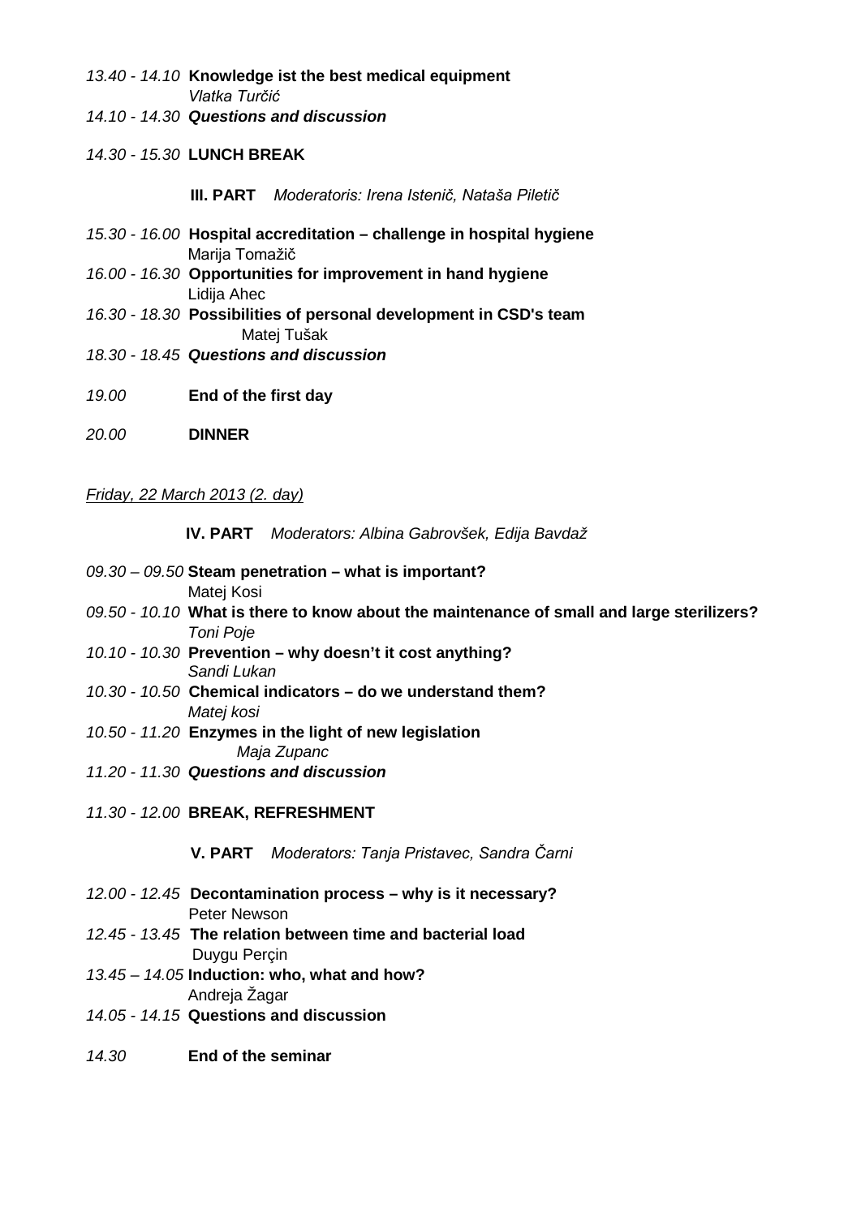*13.40 - 14.10* **Knowledge ist the best medical equipment**
*Vlatka Turčić*
*14.10 - 14.30* ***Questions and discussion***

*14.30 - 15.30* **LUNCH BREAK**

**III. PART** *Moderatoris: Irena Istenič, Nataša Piletič*

*15.30 - 16.00* **Hospital accreditation – challenge in hospital hygiene**
Marija Tomažič
*16.00 - 16.30* **Opportunities for improvement in hand hygiene**
Lidija Ahec
*16.30 - 18.30* **Possibilities of personal development in CSD's team**
Matej Tušak
*18.30 - 18.45* ***Questions and discussion***

*19.00* **End of the first day**

*20.00* **DINNER**

*Friday, 22 March 2013 (2. day)*

**IV. PART** *Moderators: Albina Gabrovšek, Edija Bavdaž*

*09.30 – 09.50* **Steam penetration – what is important?**
Matej Kosi
*09.50 - 10.10* **What is there to know about the maintenance of small and large sterilizers?**
*Toni Poje*
*10.10 - 10.30* **Prevention – why doesn't it cost anything?**
*Sandi Lukan*
*10.30 - 10.50* **Chemical indicators – do we understand them?**
*Matej kosi*
*10.50 - 11.20* **Enzymes in the light of new legislation**
*Maja Zupanc*
*11.20 - 11.30* ***Questions and discussion***

*11.30 - 12.00* **BREAK, REFRESHMENT**

**V. PART** *Moderators: Tanja Pristavec, Sandra Čarni*

*12.00 - 12.45* **Decontamination process – why is it necessary?**
Peter Newson
*12.45 - 13.45* **The relation between time and bacterial load**
Duygu Perçin
*13.45 – 14.05* **Induction: who, what and how?**
Andreja Žagar
*14.05 - 14.15* **Questions and discussion**

*14.30* **End of the seminar**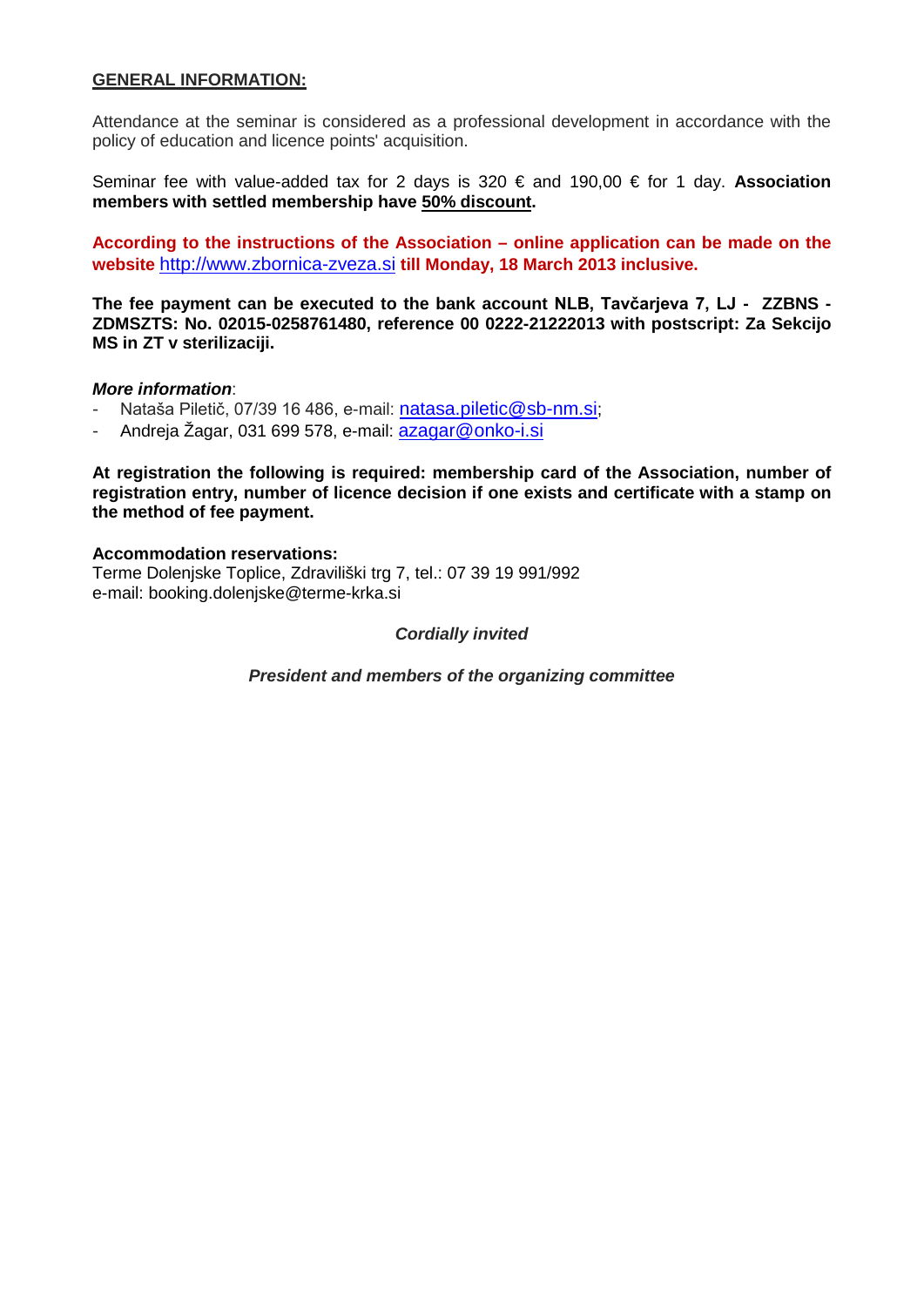## GENERAL INFORMATION:

Attendance at the seminar is considered as a professional development in accordance with the policy of education and licence points' acquisition.

Seminar fee with value-added tax for 2 days is 320 € and 190,00 € for 1 day. **Association members with settled membership have 50% discount.**

**According to the instructions of the Association – online application can be made on the website http://www.zbornica-zveza.si till Monday, 18 March 2013 inclusive.**

**The fee payment can be executed to the bank account NLB, Tavčarjeva 7, LJ - ZZBNS - ZDMSZTS: No. 02015-0258761480, reference 00 0222-21222013 with postscript: Za Sekcijo MS in ZT v sterilizaciji.**

***More information***:

- Nataša Piletič, 07/39 16 486, e-mail: natasa.piletic@sb-nm.si;
- Andreja Žagar, 031 699 578, e-mail: azagar@onko-i.si

**At registration the following is required: membership card of the Association, number of registration entry, number of licence decision if one exists and certificate with a stamp on the method of fee payment.**

**Accommodation reservations:**
Terme Dolenjske Toplice, Zdraviliški trg 7, tel.: 07 39 19 991/992
e-mail: booking.dolenjske@terme-krka.si

***Cordially invited***

***President and members of the organizing committee***